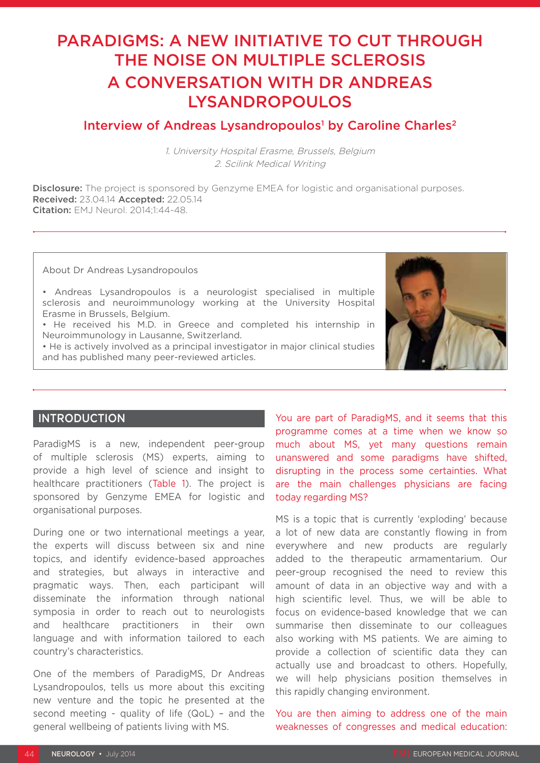# PARADIGMS: A NEW INITIATIVE TO CUT THROUGH THE NOISE ON MULTIPLE SCLEROSIS

# A CONVERSATION WITH DR ANDREAS LYSANDROPOULOS

## Interview of Andreas Lysandropoulos[1] by Caroline Charles[2]

*1. University Hospital Erasme, Brussels, Belgium*
*2. Scilink Medical Writing*

**Disclosure:** The project is sponsored by Genzyme EMEA for logistic and organisational purposes.
**Received:** 23.04.14 **Accepted:** 22.05.14
**Citation:** EMJ Neurol. 2014;1:44-48.

---

About Dr Andreas Lysandropoulos

- Andreas Lysandropoulos is a neurologist specialised in multiple sclerosis and neuroimmunology working at the University Hospital Erasme in Brussels, Belgium.
- He received his M.D. in Greece and completed his internship in Neuroimmunology in Lausanne, Switzerland.
- He is actively involved as a principal investigator in major clinical studies and has published many peer-reviewed articles.

---

## INTRODUCTION

ParadigMS is a new, independent peer-group of multiple sclerosis (MS) experts, aiming to provide a high level of science and insight to healthcare practitioners (Table 1). The project is sponsored by Genzyme EMEA for logistic and organisational purposes.

During one or two international meetings a year, the experts will discuss between six and nine topics, and identify evidence-based approaches and strategies, but always in interactive and pragmatic ways. Then, each participant will disseminate the information through national symposia in order to reach out to neurologists and healthcare practitioners in their own language and with information tailored to each country's characteristics.

One of the members of ParadigMS, Dr Andreas Lysandropoulos, tells us more about this exciting new venture and the topic he presented at the second meeting - quality of life (QoL) – and the general wellbeing of patients living with MS.

**You are part of ParadigMS, and it seems that this programme comes at a time when we know so much about MS, yet many questions remain unanswered and some paradigms have shifted, disrupting in the process some certainties. What are the main challenges physicians are facing today regarding MS?**

MS is a topic that is currently 'exploding' because a lot of new data are constantly flowing in from everywhere and new products are regularly added to the therapeutic armamentarium. Our peer-group recognised the need to review this amount of data in an objective way and with a high scientific level. Thus, we will be able to focus on evidence-based knowledge that we can summarise then disseminate to our colleagues also working with MS patients. We are aiming to provide a collection of scientific data they can actually use and broadcast to others. Hopefully, we will help physicians position themselves in this rapidly changing environment.

**You are then aiming to address one of the main weaknesses of congresses and medical education:**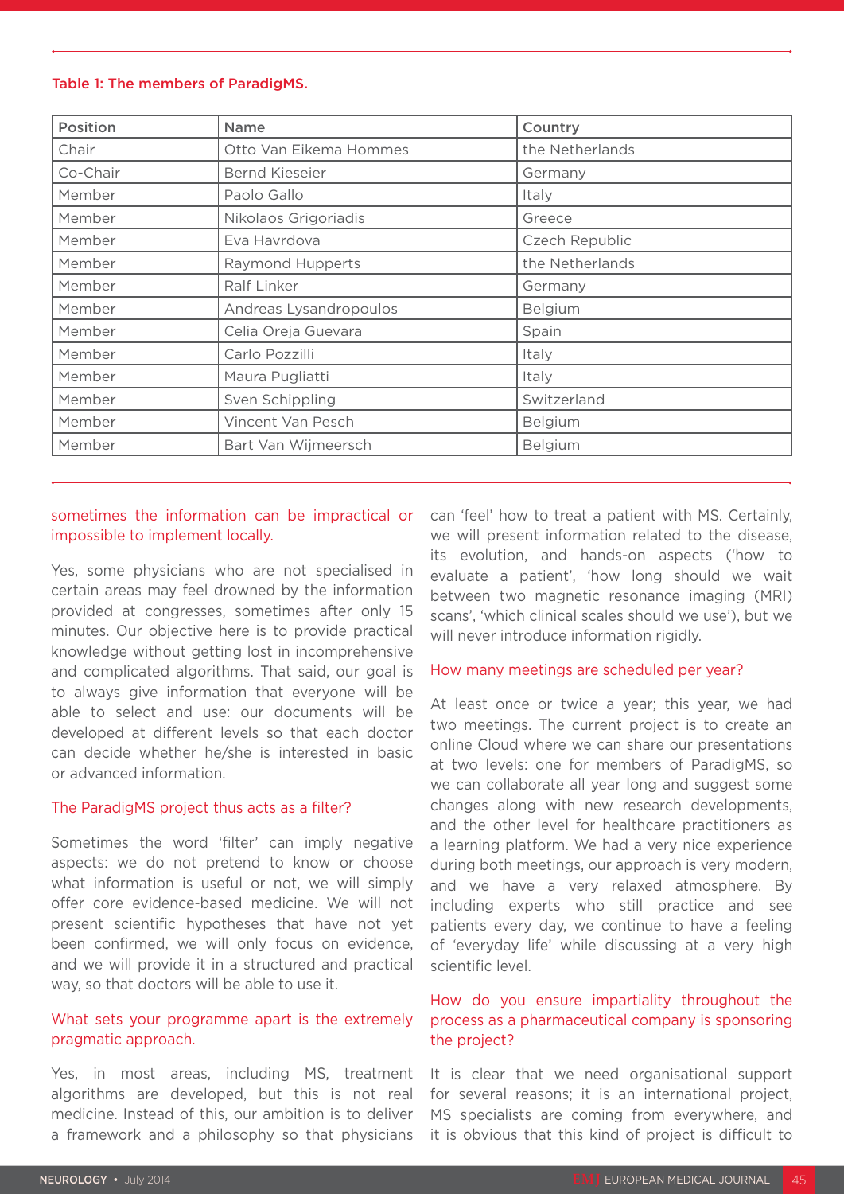Table 1: The members of ParadigMS.

| Position | Name | Country |
|---|---|---|
| Chair | Otto Van Eikema Hommes | the Netherlands |
| Co-Chair | Bernd Kieseier | Germany |
| Member | Paolo Gallo | Italy |
| Member | Nikolaos Grigoriadis | Greece |
| Member | Eva Havrdova | Czech Republic |
| Member | Raymond Hupperts | the Netherlands |
| Member | Ralf Linker | Germany |
| Member | Andreas Lysandropoulos | Belgium |
| Member | Celia Oreja Guevara | Spain |
| Member | Carlo Pozzilli | Italy |
| Member | Maura Pugliatti | Italy |
| Member | Sven Schippling | Switzerland |
| Member | Vincent Van Pesch | Belgium |
| Member | Bart Van Wijmeersch | Belgium |

sometimes the information can be impractical or impossible to implement locally.

Yes, some physicians who are not specialised in certain areas may feel drowned by the information provided at congresses, sometimes after only 15 minutes. Our objective here is to provide practical knowledge without getting lost in incomprehensive and complicated algorithms. That said, our goal is to always give information that everyone will be able to select and use: our documents will be developed at different levels so that each doctor can decide whether he/she is interested in basic or advanced information.

### The ParadigMS project thus acts as a filter?

Sometimes the word 'filter' can imply negative aspects: we do not pretend to know or choose what information is useful or not, we will simply offer core evidence-based medicine. We will not present scientific hypotheses that have not yet been confirmed, we will only focus on evidence, and we will provide it in a structured and practical way, so that doctors will be able to use it.

### What sets your programme apart is the extremely pragmatic approach.

Yes, in most areas, including MS, treatment algorithms are developed, but this is not real medicine. Instead of this, our ambition is to deliver a framework and a philosophy so that physicians can 'feel' how to treat a patient with MS. Certainly, we will present information related to the disease, its evolution, and hands-on aspects ('how to evaluate a patient', 'how long should we wait between two magnetic resonance imaging (MRI) scans', 'which clinical scales should we use'), but we will never introduce information rigidly.

### How many meetings are scheduled per year?

At least once or twice a year; this year, we had two meetings. The current project is to create an online Cloud where we can share our presentations at two levels: one for members of ParadigMS, so we can collaborate all year long and suggest some changes along with new research developments, and the other level for healthcare practitioners as a learning platform. We had a very nice experience during both meetings, our approach is very modern, and we have a very relaxed atmosphere. By including experts who still practice and see patients every day, we continue to have a feeling of 'everyday life' while discussing at a very high scientific level.

### How do you ensure impartiality throughout the process as a pharmaceutical company is sponsoring the project?

It is clear that we need organisational support for several reasons; it is an international project, MS specialists are coming from everywhere, and it is obvious that this kind of project is difficult to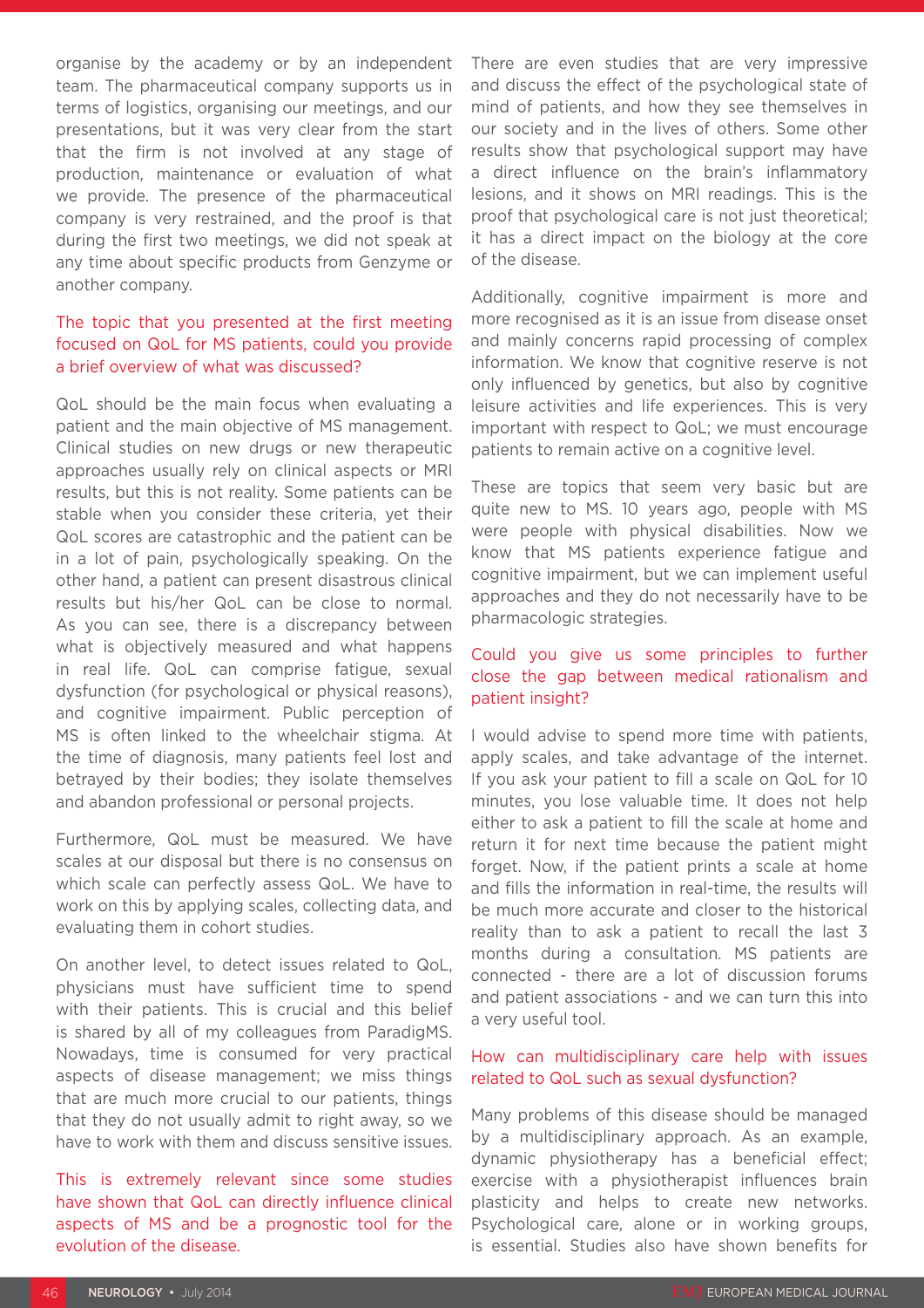organise by the academy or by an independent team. The pharmaceutical company supports us in terms of logistics, organising our meetings, and our presentations, but it was very clear from the start that the firm is not involved at any stage of production, maintenance or evaluation of what we provide. The presence of the pharmaceutical company is very restrained, and the proof is that during the first two meetings, we did not speak at any time about specific products from Genzyme or another company.

**The topic that you presented at the first meeting focused on QoL for MS patients, could you provide a brief overview of what was discussed?**

QoL should be the main focus when evaluating a patient and the main objective of MS management. Clinical studies on new drugs or new therapeutic approaches usually rely on clinical aspects or MRI results, but this is not reality. Some patients can be stable when you consider these criteria, yet their QoL scores are catastrophic and the patient can be in a lot of pain, psychologically speaking. On the other hand, a patient can present disastrous clinical results but his/her QoL can be close to normal. As you can see, there is a discrepancy between what is objectively measured and what happens in real life. QoL can comprise fatigue, sexual dysfunction (for psychological or physical reasons), and cognitive impairment. Public perception of MS is often linked to the wheelchair stigma. At the time of diagnosis, many patients feel lost and betrayed by their bodies; they isolate themselves and abandon professional or personal projects.

Furthermore, QoL must be measured. We have scales at our disposal but there is no consensus on which scale can perfectly assess QoL. We have to work on this by applying scales, collecting data, and evaluating them in cohort studies.

On another level, to detect issues related to QoL, physicians must have sufficient time to spend with their patients. This is crucial and this belief is shared by all of my colleagues from ParadigMS. Nowadays, time is consumed for very practical aspects of disease management; we miss things that are much more crucial to our patients, things that they do not usually admit to right away, so we have to work with them and discuss sensitive issues.

**This is extremely relevant since some studies have shown that QoL can directly influence clinical aspects of MS and be a prognostic tool for the evolution of the disease.**

There are even studies that are very impressive and discuss the effect of the psychological state of mind of patients, and how they see themselves in our society and in the lives of others. Some other results show that psychological support may have a direct influence on the brain's inflammatory lesions, and it shows on MRI readings. This is the proof that psychological care is not just theoretical; it has a direct impact on the biology at the core of the disease.

Additionally, cognitive impairment is more and more recognised as it is an issue from disease onset and mainly concerns rapid processing of complex information. We know that cognitive reserve is not only influenced by genetics, but also by cognitive leisure activities and life experiences. This is very important with respect to QoL; we must encourage patients to remain active on a cognitive level.

These are topics that seem very basic but are quite new to MS. 10 years ago, people with MS were people with physical disabilities. Now we know that MS patients experience fatigue and cognitive impairment, but we can implement useful approaches and they do not necessarily have to be pharmacologic strategies.

**Could you give us some principles to further close the gap between medical rationalism and patient insight?**

I would advise to spend more time with patients, apply scales, and take advantage of the internet. If you ask your patient to fill a scale on QoL for 10 minutes, you lose valuable time. It does not help either to ask a patient to fill the scale at home and return it for next time because the patient might forget. Now, if the patient prints a scale at home and fills the information in real-time, the results will be much more accurate and closer to the historical reality than to ask a patient to recall the last 3 months during a consultation. MS patients are connected - there are a lot of discussion forums and patient associations - and we can turn this into a very useful tool.

**How can multidisciplinary care help with issues related to QoL such as sexual dysfunction?**

Many problems of this disease should be managed by a multidisciplinary approach. As an example, dynamic physiotherapy has a beneficial effect; exercise with a physiotherapist influences brain plasticity and helps to create new networks. Psychological care, alone or in working groups, is essential. Studies also have shown benefits for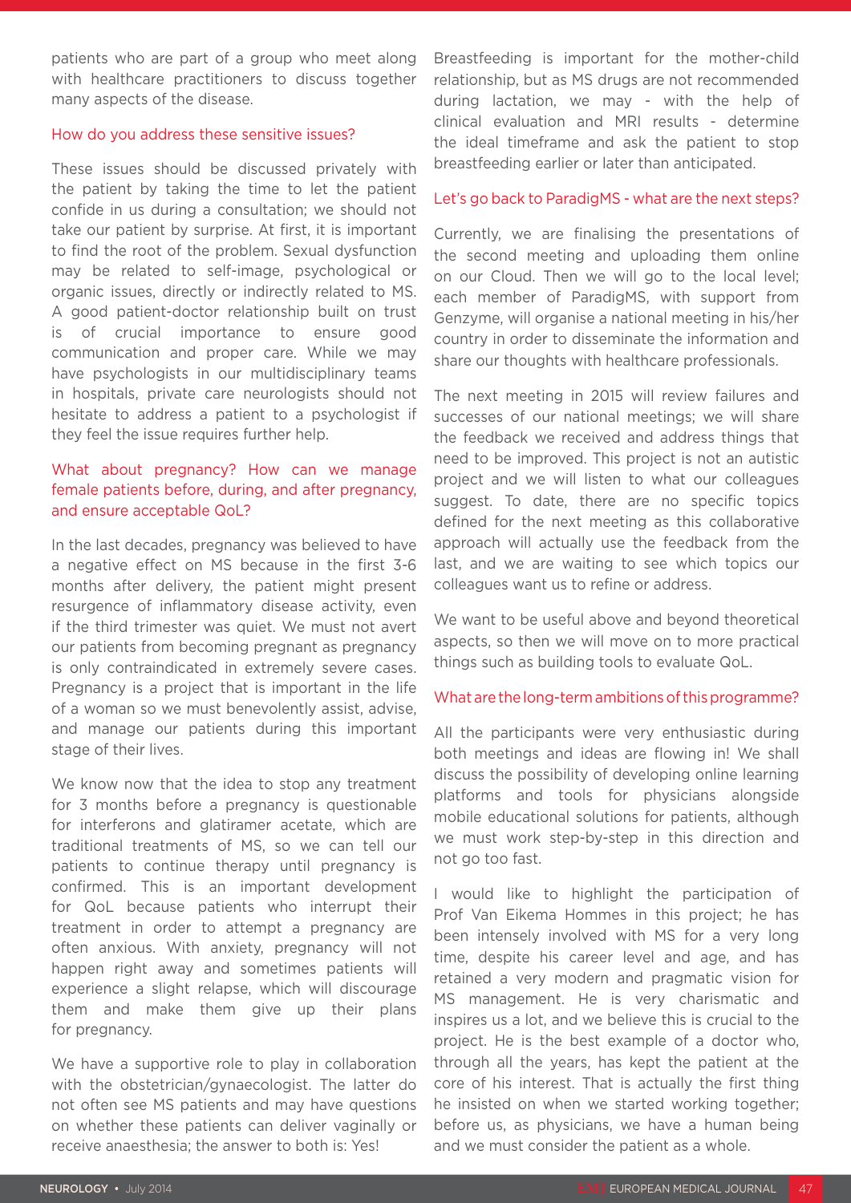patients who are part of a group who meet along with healthcare practitioners to discuss together many aspects of the disease.

### How do you address these sensitive issues?

These issues should be discussed privately with the patient by taking the time to let the patient confide in us during a consultation; we should not take our patient by surprise. At first, it is important to find the root of the problem. Sexual dysfunction may be related to self-image, psychological or organic issues, directly or indirectly related to MS. A good patient-doctor relationship built on trust is of crucial importance to ensure good communication and proper care. While we may have psychologists in our multidisciplinary teams in hospitals, private care neurologists should not hesitate to address a patient to a psychologist if they feel the issue requires further help.

### What about pregnancy? How can we manage female patients before, during, and after pregnancy, and ensure acceptable QoL?

In the last decades, pregnancy was believed to have a negative effect on MS because in the first 3-6 months after delivery, the patient might present resurgence of inflammatory disease activity, even if the third trimester was quiet. We must not avert our patients from becoming pregnant as pregnancy is only contraindicated in extremely severe cases. Pregnancy is a project that is important in the life of a woman so we must benevolently assist, advise, and manage our patients during this important stage of their lives.

We know now that the idea to stop any treatment for 3 months before a pregnancy is questionable for interferons and glatiramer acetate, which are traditional treatments of MS, so we can tell our patients to continue therapy until pregnancy is confirmed. This is an important development for QoL because patients who interrupt their treatment in order to attempt a pregnancy are often anxious. With anxiety, pregnancy will not happen right away and sometimes patients will experience a slight relapse, which will discourage them and make them give up their plans for pregnancy.

We have a supportive role to play in collaboration with the obstetrician/gynaecologist. The latter do not often see MS patients and may have questions on whether these patients can deliver vaginally or receive anaesthesia; the answer to both is: Yes!

Breastfeeding is important for the mother-child relationship, but as MS drugs are not recommended during lactation, we may - with the help of clinical evaluation and MRI results - determine the ideal timeframe and ask the patient to stop breastfeeding earlier or later than anticipated.

### Let's go back to ParadigMS - what are the next steps?

Currently, we are finalising the presentations of the second meeting and uploading them online on our Cloud. Then we will go to the local level; each member of ParadigMS, with support from Genzyme, will organise a national meeting in his/her country in order to disseminate the information and share our thoughts with healthcare professionals.

The next meeting in 2015 will review failures and successes of our national meetings; we will share the feedback we received and address things that need to be improved. This project is not an autistic project and we will listen to what our colleagues suggest. To date, there are no specific topics defined for the next meeting as this collaborative approach will actually use the feedback from the last, and we are waiting to see which topics our colleagues want us to refine or address.

We want to be useful above and beyond theoretical aspects, so then we will move on to more practical things such as building tools to evaluate QoL.

### What are the long-term ambitions of this programme?

All the participants were very enthusiastic during both meetings and ideas are flowing in! We shall discuss the possibility of developing online learning platforms and tools for physicians alongside mobile educational solutions for patients, although we must work step-by-step in this direction and not go too fast.

I would like to highlight the participation of Prof Van Eikema Hommes in this project; he has been intensely involved with MS for a very long time, despite his career level and age, and has retained a very modern and pragmatic vision for MS management. He is very charismatic and inspires us a lot, and we believe this is crucial to the project. He is the best example of a doctor who, through all the years, has kept the patient at the core of his interest. That is actually the first thing he insisted on when we started working together; before us, as physicians, we have a human being and we must consider the patient as a whole.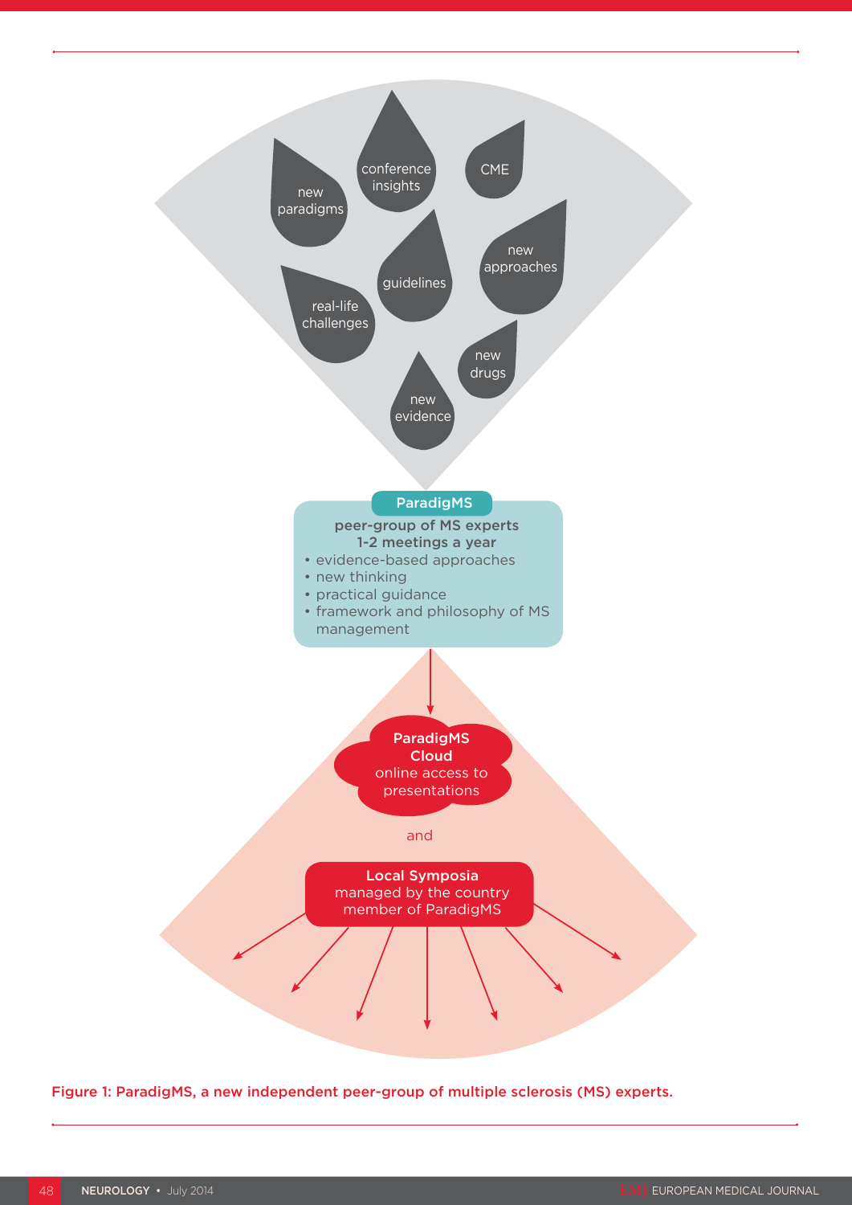new paradigms

conference insights

CME

guidelines

new approaches

real-life challenges

new drugs

new evidence

ParadigMS

peer-group of MS experts
1-2 meetings a year

- evidence-based approaches
- new thinking
- practical guidance
- framework and philosophy of MS management

ParadigMS Cloud
online access to presentations

and

Local Symposia
managed by the country member of ParadigMS

Figure 1: ParadigMS, a new independent peer-group of multiple sclerosis (MS) experts.